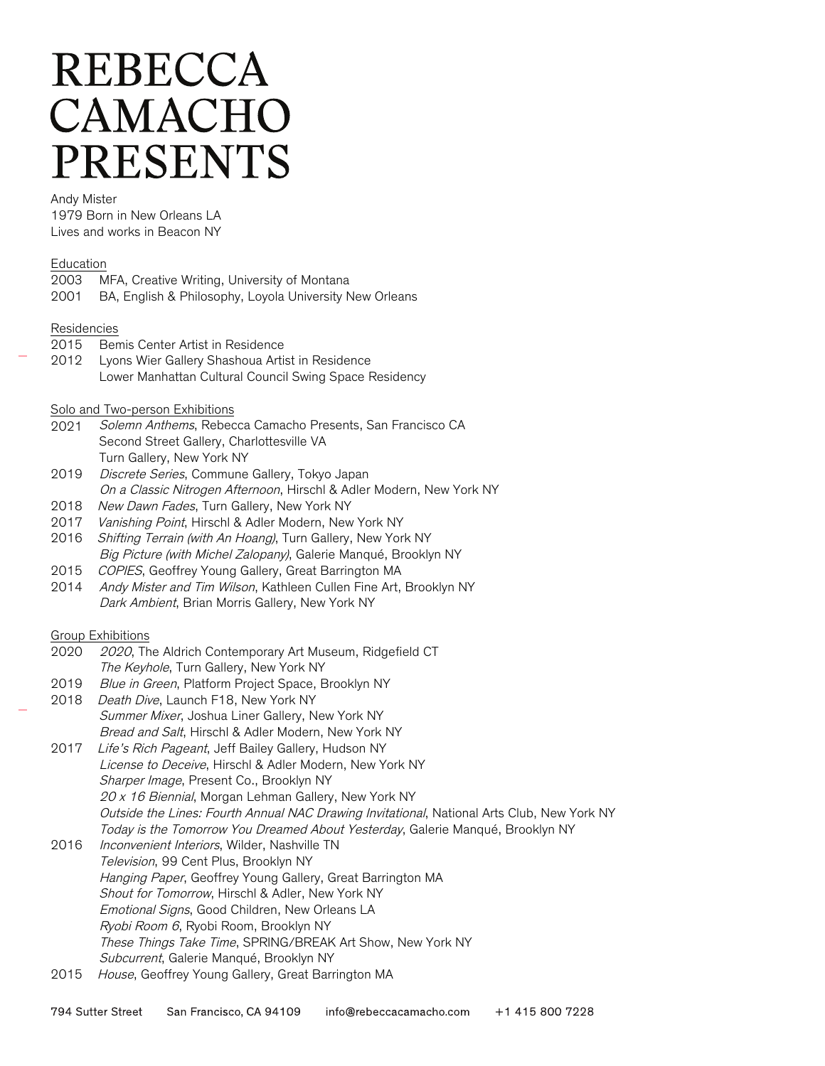# REBECCA CAMACHO PRESENTS

Andy Mister
1979 Born in New Orleans LA
Lives and works in Beacon NY

## Education

2003 MFA, Creative Writing, University of Montana
2001 BA, English & Philosophy, Loyola University New Orleans

## Residencies

2015 Bemis Center Artist in Residence
2012 Lyons Wier Gallery Shashoua Artist in Residence
Lower Manhattan Cultural Council Swing Space Residency

## Solo and Two-person Exhibitions

2021 *Solemn Anthems*, Rebecca Camacho Presents, San Francisco CA
Second Street Gallery, Charlottesville VA
Turn Gallery, New York NY
2019 *Discrete Series*, Commune Gallery, Tokyo Japan
*On a Classic Nitrogen Afternoon*, Hirschl & Adler Modern, New York NY
2018 *New Dawn Fades*, Turn Gallery, New York NY
2017 *Vanishing Point*, Hirschl & Adler Modern, New York NY
2016 *Shifting Terrain (with An Hoang)*, Turn Gallery, New York NY
*Big Picture (with Michel Zalopany)*, Galerie Manqué, Brooklyn NY
2015 *COPIES*, Geoffrey Young Gallery, Great Barrington MA
2014 *Andy Mister and Tim Wilson*, Kathleen Cullen Fine Art, Brooklyn NY
*Dark Ambient*, Brian Morris Gallery, New York NY

## Group Exhibitions

2020 *2020*, The Aldrich Contemporary Art Museum, Ridgefield CT
*The Keyhole*, Turn Gallery, New York NY
2019 *Blue in Green*, Platform Project Space, Brooklyn NY
2018 *Death Dive*, Launch F18, New York NY
*Summer Mixer*, Joshua Liner Gallery, New York NY
*Bread and Salt*, Hirschl & Adler Modern, New York NY
2017 *Life's Rich Pageant*, Jeff Bailey Gallery, Hudson NY
*License to Deceive*, Hirschl & Adler Modern, New York NY
*Sharper Image*, Present Co., Brooklyn NY
*20 x 16 Biennial*, Morgan Lehman Gallery, New York NY
*Outside the Lines: Fourth Annual NAC Drawing Invitational*, National Arts Club, New York NY
*Today is the Tomorrow You Dreamed About Yesterday*, Galerie Manqué, Brooklyn NY
2016 *Inconvenient Interiors*, Wilder, Nashville TN
*Television*, 99 Cent Plus, Brooklyn NY
*Hanging Paper*, Geoffrey Young Gallery, Great Barrington MA
*Shout for Tomorrow*, Hirschl & Adler, New York NY
*Emotional Signs*, Good Children, New Orleans LA
*Ryobi Room 6*, Ryobi Room, Brooklyn NY
*These Things Take Time*, SPRING/BREAK Art Show, New York NY
*Subcurrent*, Galerie Manqué, Brooklyn NY
2015 *House*, Geoffrey Young Gallery, Great Barrington MA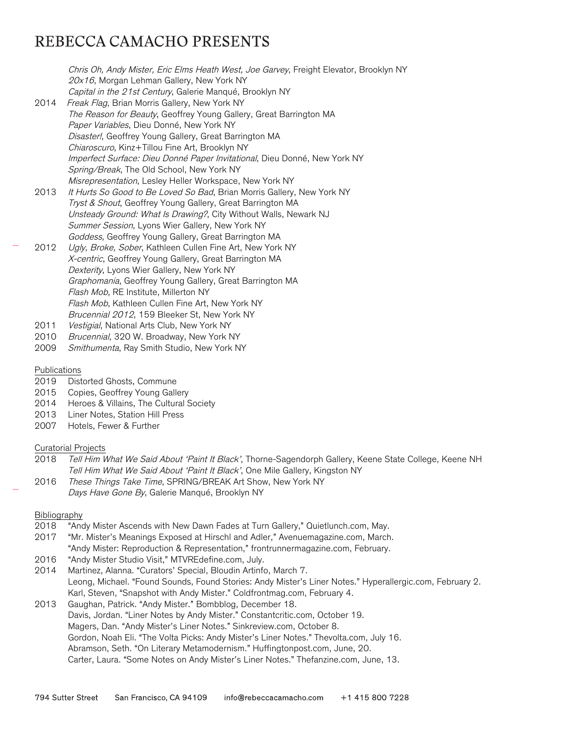# REBECCA CAMACHO PRESENTS

*Chris Oh, Andy Mister, Eric Elms Heath West, Joe Garvey*, Freight Elevator, Brooklyn NY
*20x16*, Morgan Lehman Gallery, New York NY
*Capital in the 21st Century*, Galerie Manqué, Brooklyn NY

2014 *Freak Flag*, Brian Morris Gallery, New York NY
*The Reason for Beauty*, Geoffrey Young Gallery, Great Barrington MA
*Paper Variables*, Dieu Donné, New York NY
*Disaster!*, Geoffrey Young Gallery, Great Barrington MA
*Chiaroscuro*, Kinz+Tillou Fine Art, Brooklyn NY
*Imperfect Surface: Dieu Donné Paper Invitational*, Dieu Donné, New York NY
*Spring/Break*, The Old School, New York NY
*Misrepresentation*, Lesley Heller Workspace, New York NY

2013 *It Hurts So Good to Be Loved So Bad*, Brian Morris Gallery, New York NY
*Tryst & Shout*, Geoffrey Young Gallery, Great Barrington MA
*Unsteady Ground: What Is Drawing?*, City Without Walls, Newark NJ
*Summer Session*, Lyons Wier Gallery, New York NY
*Goddess*, Geoffrey Young Gallery, Great Barrington MA

2012 *Ugly, Broke, Sober*, Kathleen Cullen Fine Art, New York NY
*X-centric*, Geoffrey Young Gallery, Great Barrington MA
*Dexterity*, Lyons Wier Gallery, New York NY
*Graphomania*, Geoffrey Young Gallery, Great Barrington MA
*Flash Mob*, RE Institute, Millerton NY
*Flash Mob*, Kathleen Cullen Fine Art, New York NY
*Brucennial 2012*, 159 Bleeker St, New York NY

2011 *Vestigial*, National Arts Club, New York NY

2010 *Brucennial*, 320 W. Broadway, New York NY

2009 *Smithumenta*, Ray Smith Studio, New York NY

## Publications

2019 Distorted Ghosts, Commune
2015 Copies, Geoffrey Young Gallery
2014 Heroes & Villains, The Cultural Society
2013 Liner Notes, Station Hill Press
2007 Hotels, Fewer & Further

## Curatorial Projects

2018 *Tell Him What We Said About 'Paint It Black'*, Thorne-Sagendorph Gallery, Keene State College, Keene NH
*Tell Him What We Said About 'Paint It Black'*, One Mile Gallery, Kingston NY

2016 *These Things Take Time*, SPRING/BREAK Art Show, New York NY
*Days Have Gone By*, Galerie Manqué, Brooklyn NY

## Bibliography

2018 "Andy Mister Ascends with New Dawn Fades at Turn Gallery," Quietlunch.com, May.

2017 "Mr. Mister's Meanings Exposed at Hirschl and Adler," Avenuemagazine.com, March.
"Andy Mister: Reproduction & Representation," frontrunnermagazine.com, February.

2016 "Andy Mister Studio Visit," MTVREdefine.com, July.

2014 Martinez, Alanna. "Curators' Special, Bloudin Artinfo, March 7.
Leong, Michael. "Found Sounds, Found Stories: Andy Mister's Liner Notes." Hyperallergic.com, February 2.
Karl, Steven, "Snapshot with Andy Mister." Coldfrontmag.com, February 4.

2013 Gaughan, Patrick. "Andy Mister." Bombblog, December 18.
Davis, Jordan. "Liner Notes by Andy Mister." Constantcritic.com, October 19.
Magers, Dan. "Andy Mister's Liner Notes." Sinkreview.com, October 8.
Gordon, Noah Eli. "The Volta Picks: Andy Mister's Liner Notes." Thevolta.com, July 16.
Abramson, Seth. "On Literary Metamodernism." Huffingtonpost.com, June, 20.
Carter, Laura. "Some Notes on Andy Mister's Liner Notes." Thefanzine.com, June, 13.

794 Sutter Street San Francisco, CA 94109 info@rebeccacamacho.com +1 415 800 7228